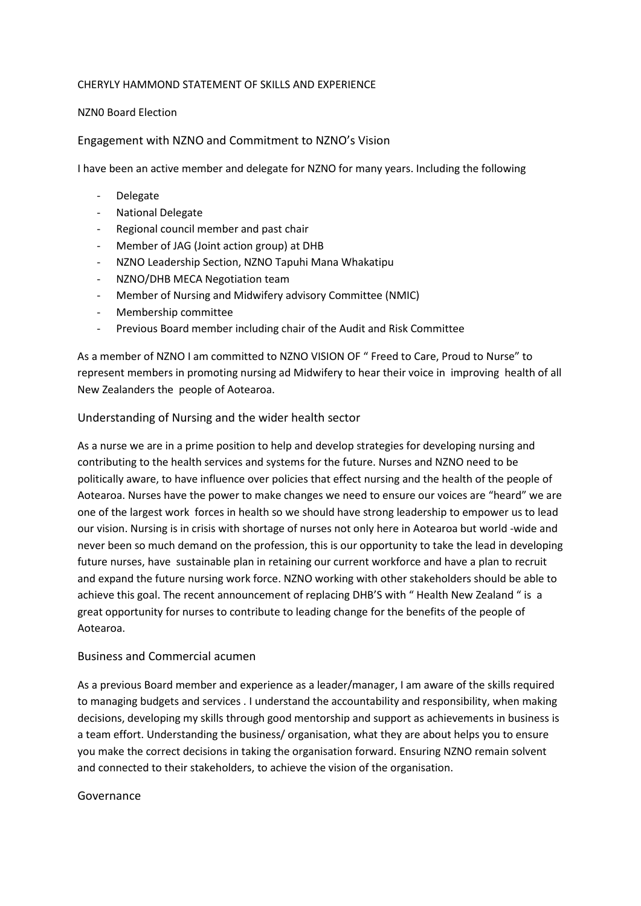CHERYLY HAMMOND STATEMENT OF SKILLS AND EXPERIENCE

NZN0 Board Election

## Engagement with NZNO and Commitment to NZNO's Vision

I have been an active member and delegate for NZNO for many years. Including the following

- Delegate
- National Delegate
- Regional council member and past chair
- Member of JAG (Joint action group) at DHB
- NZNO Leadership Section, NZNO Tapuhi Mana Whakatipu
- NZNO/DHB MECA Negotiation team
- Member of Nursing and Midwifery advisory Committee (NMIC)
- Membership committee
- Previous Board member including chair of the Audit and Risk Committee

As a member of NZNO I am committed to NZNO VISION OF " Freed to Care, Proud to Nurse" to represent members in promoting nursing ad Midwifery to hear their voice in improving health of all New Zealanders the people of Aotearoa.

## Understanding of Nursing and the wider health sector

As a nurse we are in a prime position to help and develop strategies for developing nursing and contributing to the health services and systems for the future. Nurses and NZNO need to be politically aware, to have influence over policies that effect nursing and the health of the people of Aotearoa. Nurses have the power to make changes we need to ensure our voices are "heard" we are one of the largest work forces in health so we should have strong leadership to empower us to lead our vision. Nursing is in crisis with shortage of nurses not only here in Aotearoa but world -wide and never been so much demand on the profession, this is our opportunity to take the lead in developing future nurses, have sustainable plan in retaining our current workforce and have a plan to recruit and expand the future nursing work force. NZNO working with other stakeholders should be able to achieve this goal. The recent announcement of replacing DHB'S with " Health New Zealand " is a great opportunity for nurses to contribute to leading change for the benefits of the people of Aotearoa.

## Business and Commercial acumen

As a previous Board member and experience as a leader/manager, I am aware of the skills required to managing budgets and services . I understand the accountability and responsibility, when making decisions, developing my skills through good mentorship and support as achievements in business is a team effort. Understanding the business/ organisation, what they are about helps you to ensure you make the correct decisions in taking the organisation forward. Ensuring NZNO remain solvent and connected to their stakeholders, to achieve the vision of the organisation.

## Governance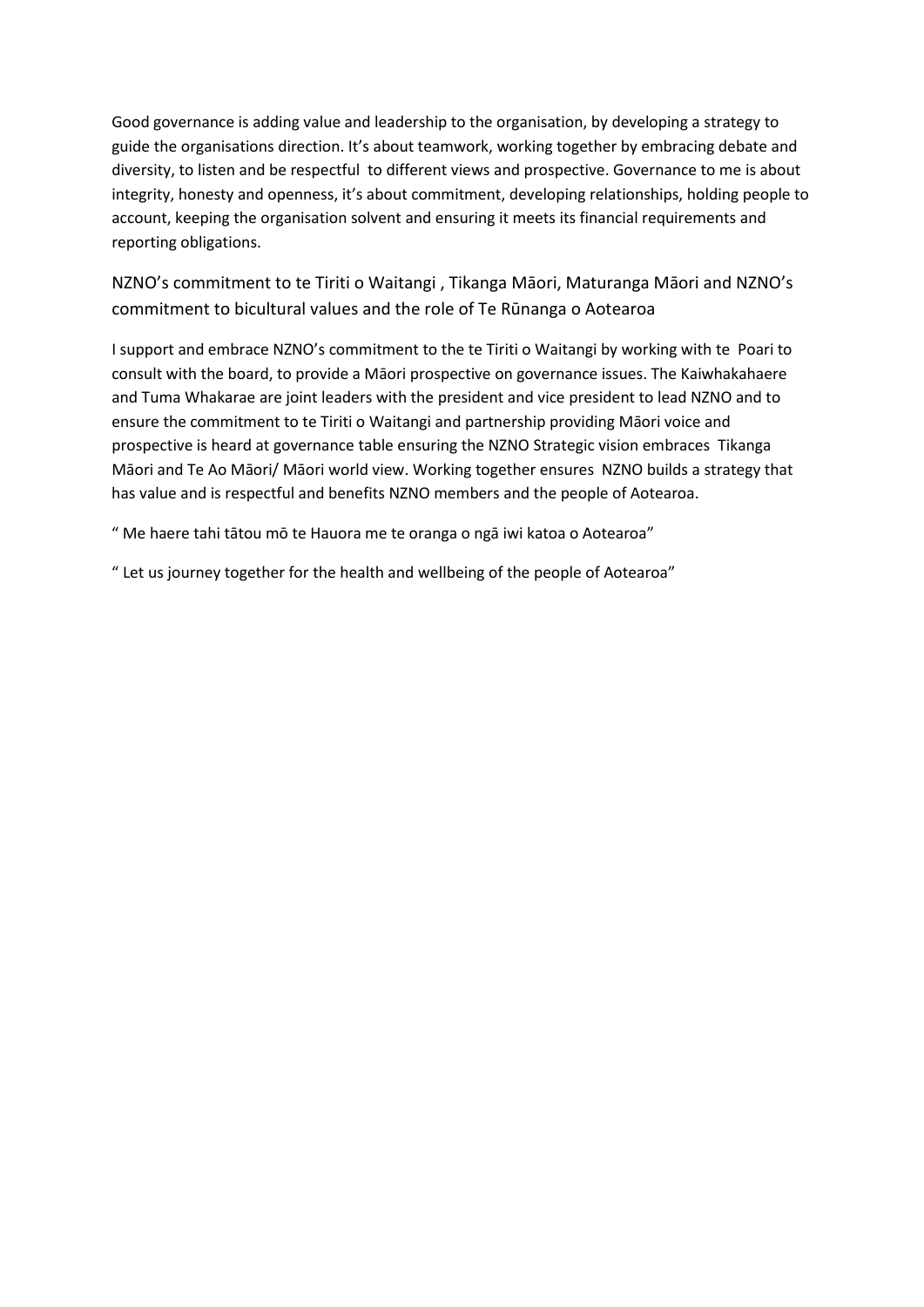Good governance is adding value and leadership to the organisation, by developing a strategy to guide the organisations direction. It's about teamwork, working together by embracing debate and diversity, to listen and be respectful to different views and prospective. Governance to me is about integrity, honesty and openness, it's about commitment, developing relationships, holding people to account, keeping the organisation solvent and ensuring it meets its financial requirements and reporting obligations.

## NZNO's commitment to te Tiriti o Waitangi , Tikanga Māori, Maturanga Māori and NZNO's commitment to bicultural values and the role of Te Rūnanga o Aotearoa

I support and embrace NZNO's commitment to the te Tiriti o Waitangi by working with te Poari to consult with the board, to provide a Māori prospective on governance issues. The Kaiwhakahaere and Tuma Whakarae are joint leaders with the president and vice president to lead NZNO and to ensure the commitment to te Tiriti o Waitangi and partnership providing Māori voice and prospective is heard at governance table ensuring the NZNO Strategic vision embraces Tikanga Māori and Te Ao Māori/ Māori world view. Working together ensures NZNO builds a strategy that has value and is respectful and benefits NZNO members and the people of Aotearoa.

" Me haere tahi tātou mō te Hauora me te oranga o ngā iwi katoa o Aotearoa"

" Let us journey together for the health and wellbeing of the people of Aotearoa"